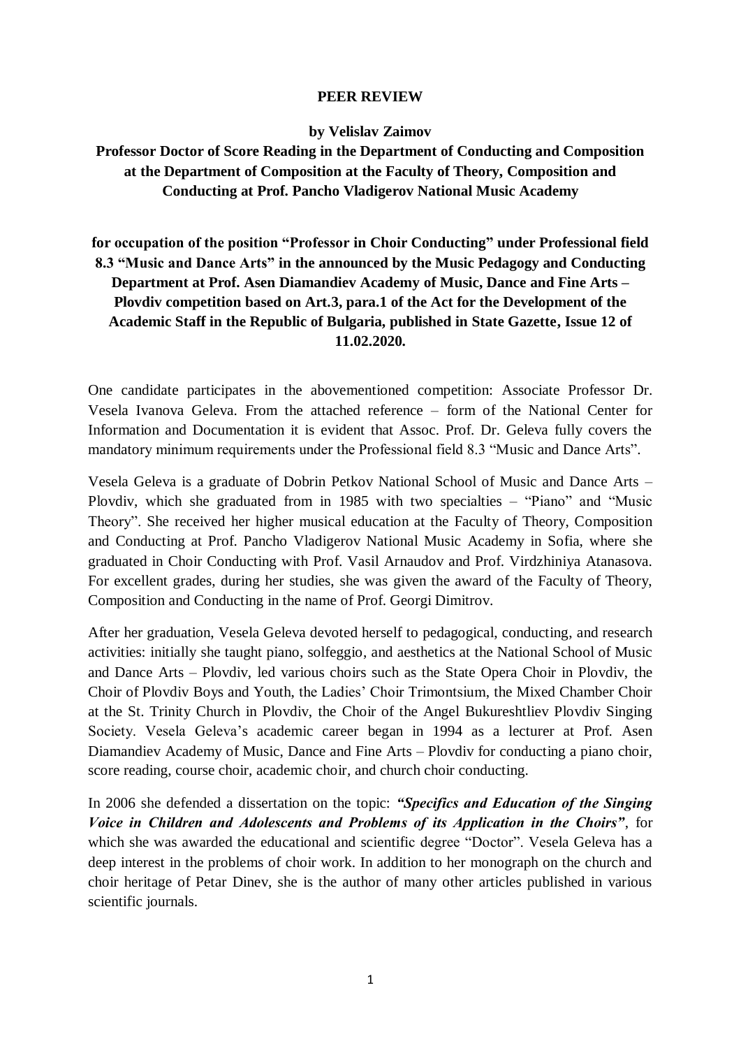# PEER REVIEW

**by Velislav Zaimov**

**Professor Doctor of Score Reading in the Department of Conducting and Composition at the Department of Composition at the Faculty of Theory, Composition and Conducting at Prof. Pancho Vladigerov National Music Academy**

**for occupation of the position "Professor in Choir Conducting" under Professional field 8.3 "Music and Dance Arts" in the announced by the Music Pedagogy and Conducting Department at Prof. Asen Diamandiev Academy of Music, Dance and Fine Arts – Plovdiv competition based on Art.3, para.1 of the Act for the Development of the Academic Staff in the Republic of Bulgaria, published in State Gazette, Issue 12 of 11.02.2020.**

One candidate participates in the abovementioned competition: Associate Professor Dr. Vesela Ivanova Geleva. From the attached reference – form of the National Center for Information and Documentation it is evident that Assoc. Prof. Dr. Geleva fully covers the mandatory minimum requirements under the Professional field 8.3 "Music and Dance Arts".

Vesela Geleva is a graduate of Dobrin Petkov National School of Music and Dance Arts – Plovdiv, which she graduated from in 1985 with two specialties – "Piano" and "Music Theory". She received her higher musical education at the Faculty of Theory, Composition and Conducting at Prof. Pancho Vladigerov National Music Academy in Sofia, where she graduated in Choir Conducting with Prof. Vasil Arnaudov and Prof. Virdzhiniya Atanasova. For excellent grades, during her studies, she was given the award of the Faculty of Theory, Composition and Conducting in the name of Prof. Georgi Dimitrov.

After her graduation, Vesela Geleva devoted herself to pedagogical, conducting, and research activities: initially she taught piano, solfeggio, and aesthetics at the National School of Music and Dance Arts – Plovdiv, led various choirs such as the State Opera Choir in Plovdiv, the Choir of Plovdiv Boys and Youth, the Ladies' Choir Trimontsium, the Mixed Chamber Choir at the St. Trinity Church in Plovdiv, the Choir of the Angel Bukureshtliev Plovdiv Singing Society. Vesela Geleva's academic career began in 1994 as a lecturer at Prof. Asen Diamandiev Academy of Music, Dance and Fine Arts – Plovdiv for conducting a piano choir, score reading, course choir, academic choir, and church choir conducting.

In 2006 she defended a dissertation on the topic: ***"Specifics and Education of the Singing Voice in Children and Adolescents and Problems of its Application in the Choirs"***, for which she was awarded the educational and scientific degree "Doctor". Vesela Geleva has a deep interest in the problems of choir work. In addition to her monograph on the church and choir heritage of Petar Dinev, she is the author of many other articles published in various scientific journals.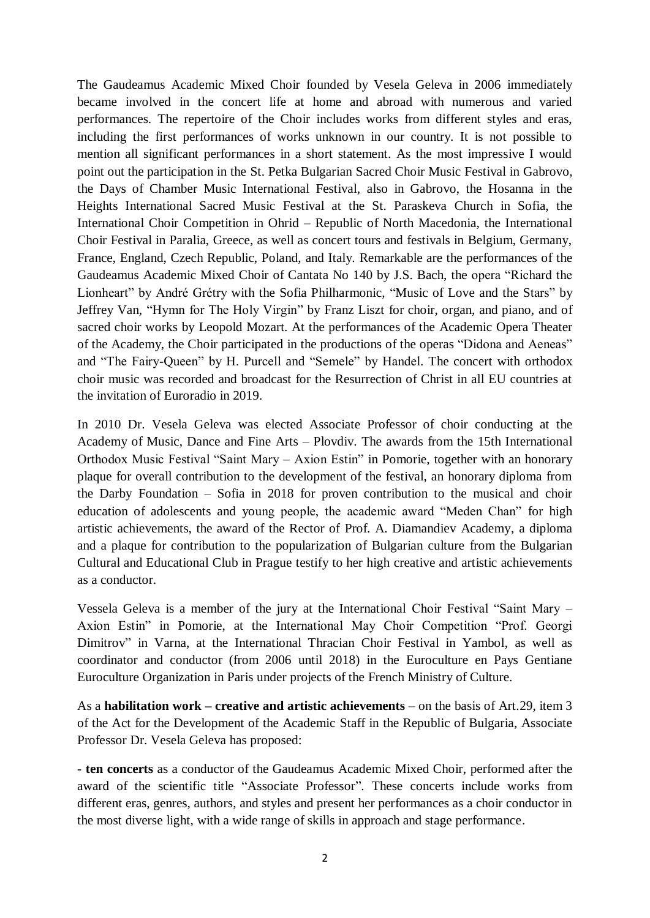The Gaudeamus Academic Mixed Choir founded by Vesela Geleva in 2006 immediately became involved in the concert life at home and abroad with numerous and varied performances. The repertoire of the Choir includes works from different styles and eras, including the first performances of works unknown in our country. It is not possible to mention all significant performances in a short statement. As the most impressive I would point out the participation in the St. Petka Bulgarian Sacred Choir Music Festival in Gabrovo, the Days of Chamber Music International Festival, also in Gabrovo, the Hosanna in the Heights International Sacred Music Festival at the St. Paraskeva Church in Sofia, the International Choir Competition in Ohrid – Republic of North Macedonia, the International Choir Festival in Paralia, Greece, as well as concert tours and festivals in Belgium, Germany, France, England, Czech Republic, Poland, and Italy. Remarkable are the performances of the Gaudeamus Academic Mixed Choir of Cantata No 140 by J.S. Bach, the opera "Richard the Lionheart" by André Grétry with the Sofia Philharmonic, "Music of Love and the Stars" by Jeffrey Van, "Hymn for The Holy Virgin" by Franz Liszt for choir, organ, and piano, and of sacred choir works by Leopold Mozart. At the performances of the Academic Opera Theater of the Academy, the Choir participated in the productions of the operas "Didona and Aeneas" and "The Fairy-Queen" by H. Purcell and "Semele" by Handel. The concert with orthodox choir music was recorded and broadcast for the Resurrection of Christ in all EU countries at the invitation of Euroradio in 2019.

In 2010 Dr. Vesela Geleva was elected Associate Professor of choir conducting at the Academy of Music, Dance and Fine Arts – Plovdiv. The awards from the 15th International Orthodox Music Festival "Saint Mary – Axion Estin" in Pomorie, together with an honorary plaque for overall contribution to the development of the festival, an honorary diploma from the Darby Foundation – Sofia in 2018 for proven contribution to the musical and choir education of adolescents and young people, the academic award "Meden Chan" for high artistic achievements, the award of the Rector of Prof. A. Diamandiev Academy, a diploma and a plaque for contribution to the popularization of Bulgarian culture from the Bulgarian Cultural and Educational Club in Prague testify to her high creative and artistic achievements as a conductor.

Vessela Geleva is a member of the jury at the International Choir Festival "Saint Mary – Axion Estin" in Pomorie, at the International May Choir Competition "Prof. Georgi Dimitrov" in Varna, at the International Thracian Choir Festival in Yambol, as well as coordinator and conductor (from 2006 until 2018) in the Euroculture en Pays Gentiane Euroculture Organization in Paris under projects of the French Ministry of Culture.

As a **habilitation work – creative and artistic achievements** – on the basis of Art.29, item 3 of the Act for the Development of the Academic Staff in the Republic of Bulgaria, Associate Professor Dr. Vesela Geleva has proposed:

- **ten concerts** as a conductor of the Gaudeamus Academic Mixed Choir, performed after the award of the scientific title "Associate Professor". These concerts include works from different eras, genres, authors, and styles and present her performances as a choir conductor in the most diverse light, with a wide range of skills in approach and stage performance.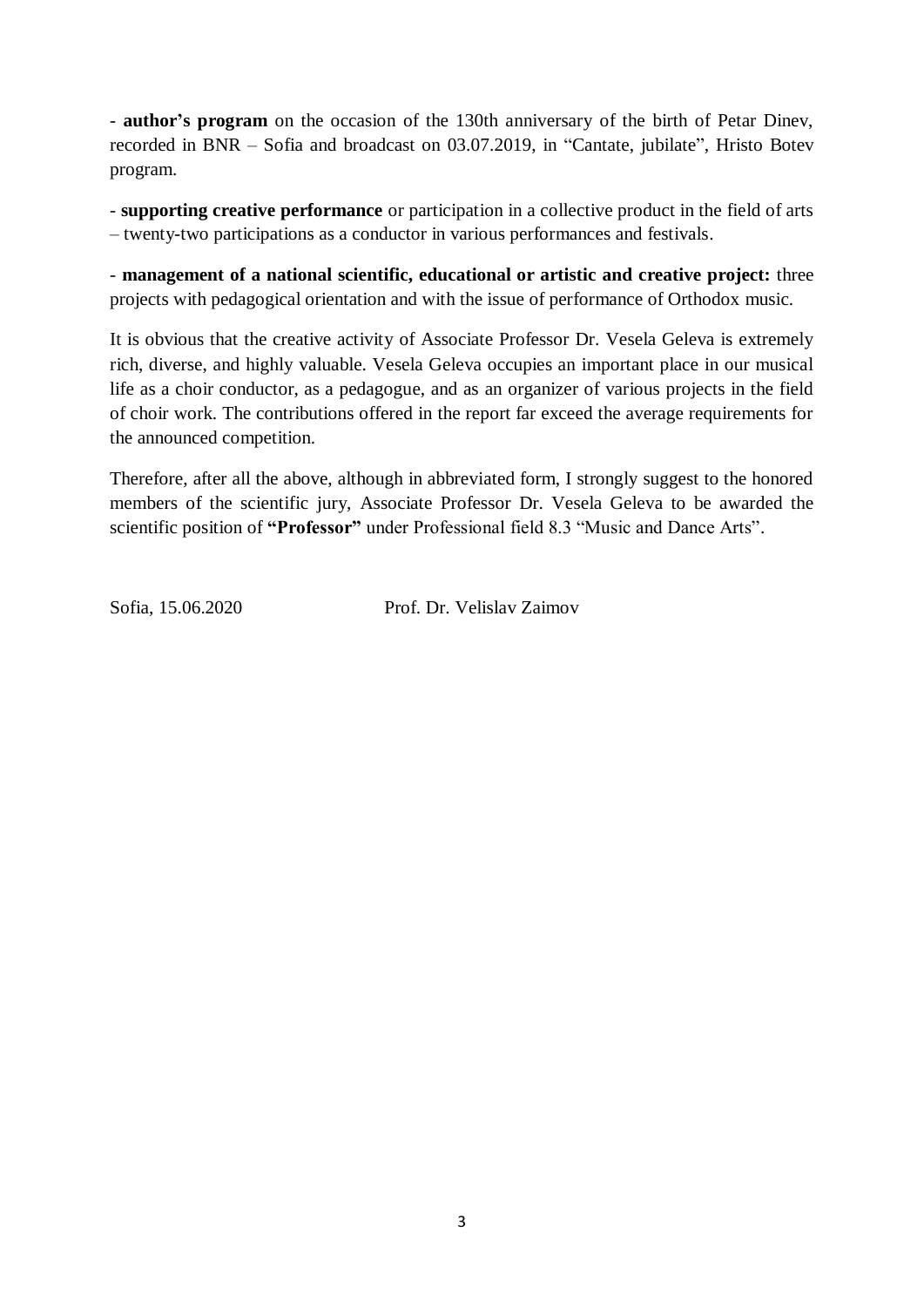- **author's program** on the occasion of the 130th anniversary of the birth of Petar Dinev, recorded in BNR – Sofia and broadcast on 03.07.2019, in "Cantate, jubilate", Hristo Botev program.

- **supporting creative performance** or participation in a collective product in the field of arts – twenty-two participations as a conductor in various performances and festivals.

- **management of a national scientific, educational or artistic and creative project:** three projects with pedagogical orientation and with the issue of performance of Orthodox music.

It is obvious that the creative activity of Associate Professor Dr. Vesela Geleva is extremely rich, diverse, and highly valuable. Vesela Geleva occupies an important place in our musical life as a choir conductor, as a pedagogue, and as an organizer of various projects in the field of choir work. The contributions offered in the report far exceed the average requirements for the announced competition.

Therefore, after all the above, although in abbreviated form, I strongly suggest to the honored members of the scientific jury, Associate Professor Dr. Vesela Geleva to be awarded the scientific position of **"Professor"** under Professional field 8.3 "Music and Dance Arts".

Sofia, 15.06.2020 Prof. Dr. Velislav Zaimov